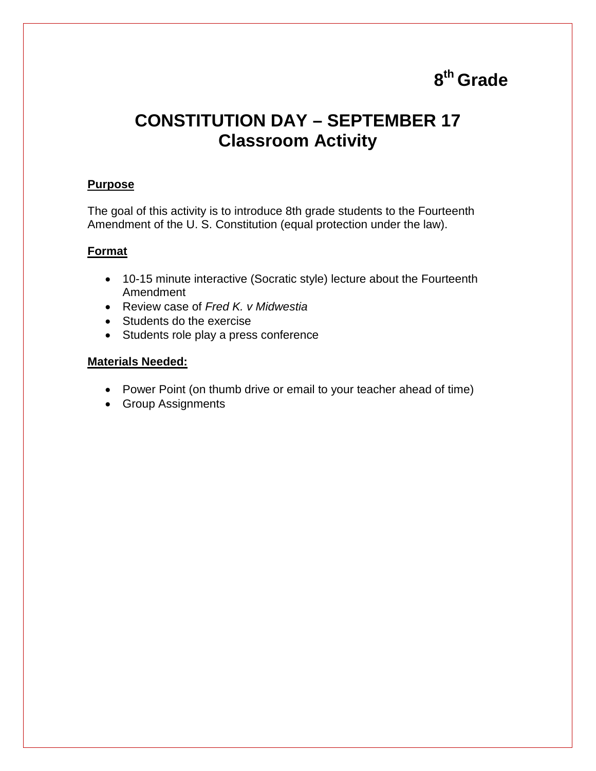**8th Grade**

# CONSTITUTION DAY – SEPTEMBER 17
# Classroom Activity

**Purpose**

The goal of this activity is to introduce 8th grade students to the Fourteenth Amendment of the U. S. Constitution (equal protection under the law).

**Format**

- 10-15 minute interactive (Socratic style) lecture about the Fourteenth Amendment
- Review case of *Fred K. v Midwestia*
- Students do the exercise
- Students role play a press conference

**Materials Needed:**

- Power Point (on thumb drive or email to your teacher ahead of time)
- Group Assignments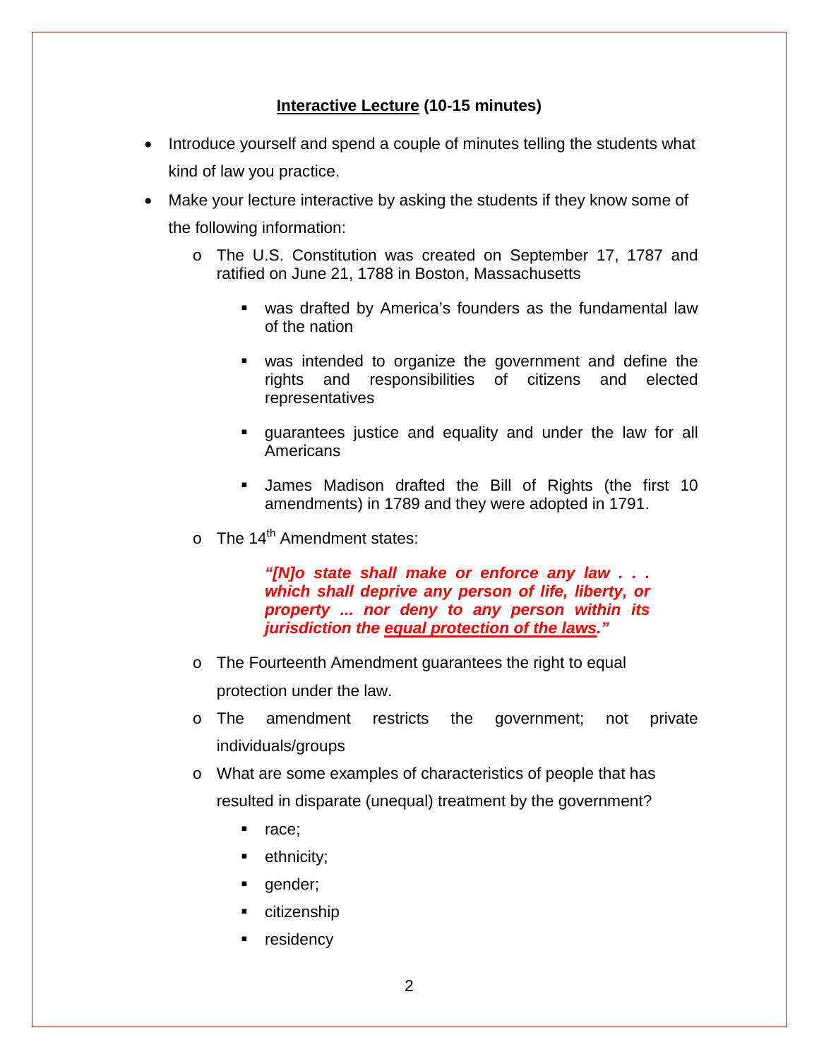**<u>Interactive Lecture</u> (10-15 minutes)**

- Introduce yourself and spend a couple of minutes telling the students what kind of law you practice.
- Make your lecture interactive by asking the students if they know some of the following information:
    - The U.S. Constitution was created on September 17, 1787 and ratified on June 21, 1788 in Boston, Massachusetts
        - was drafted by America's founders as the fundamental law of the nation
        - was intended to organize the government and define the rights and responsibilities of citizens and elected representatives
        - guarantees justice and equality and under the law for all Americans
        - James Madison drafted the Bill of Rights (the first 10 amendments) in 1789 and they were adopted in 1791.
    - The 14th Amendment states:

      ***"[N]o state shall make or enforce any law . . . which shall deprive any person of life, liberty, or property ... nor deny to any person within its jurisdiction the <u>equal protection of the laws</u>."***

    - The Fourteenth Amendment guarantees the right to equal protection under the law.
    - The amendment restricts the government; not private individuals/groups
    - What are some examples of characteristics of people that has resulted in disparate (unequal) treatment by the government?
        - race;
        - ethnicity;
        - gender;
        - citizenship
        - residency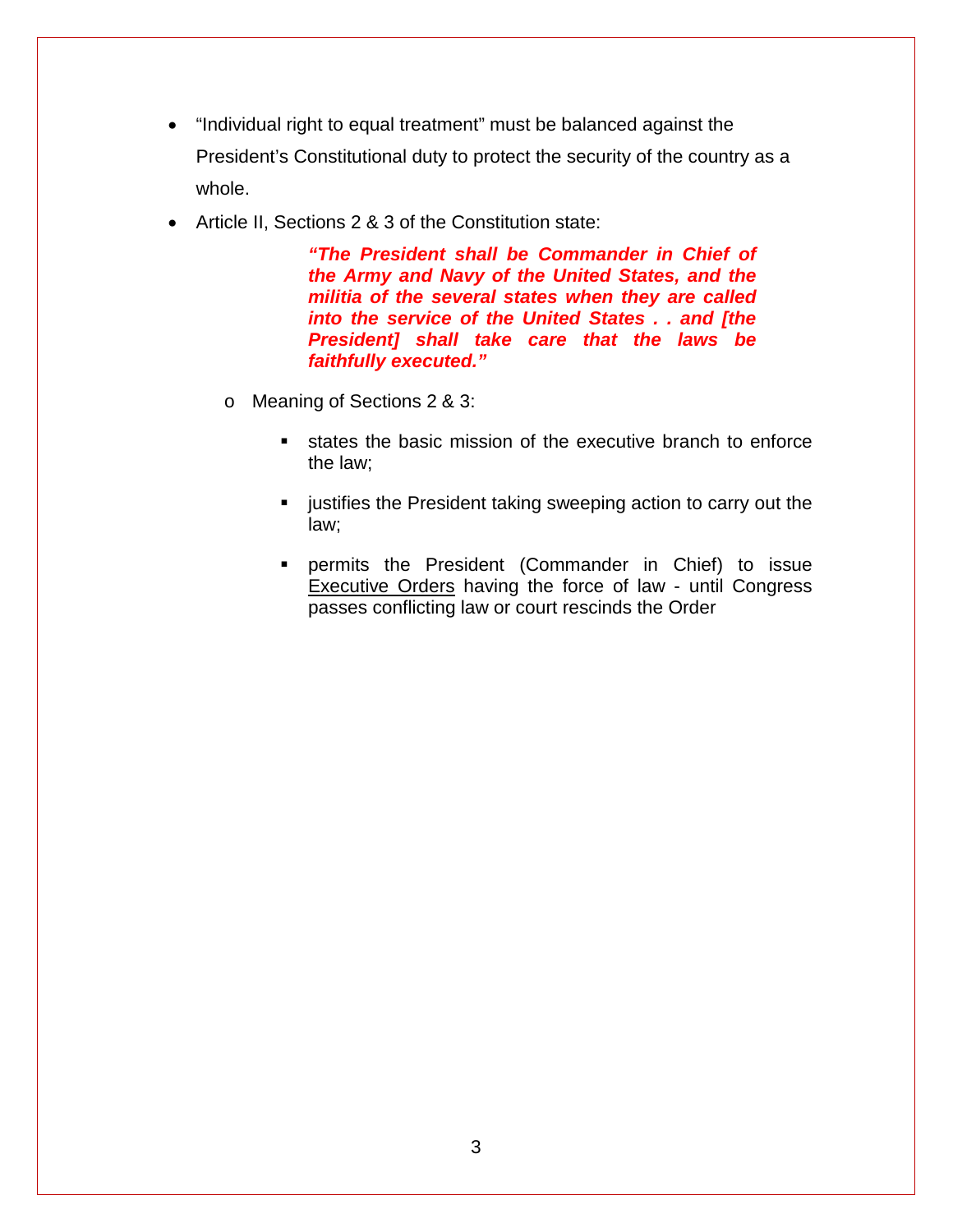- "Individual right to equal treatment" must be balanced against the President's Constitutional duty to protect the security of the country as a whole.
- Article II, Sections 2 & 3 of the Constitution state:

  > ***"The President shall be Commander in Chief of the Army and Navy of the United States, and the militia of the several states when they are called into the service of the United States . . and [the President] shall take care that the laws be faithfully executed."***

  - Meaning of Sections 2 & 3:
    - states the basic mission of the executive branch to enforce the law;
    - justifies the President taking sweeping action to carry out the law;
    - permits the President (Commander in Chief) to issue <u>Executive Orders</u> having the force of law - until Congress passes conflicting law or court rescinds the Order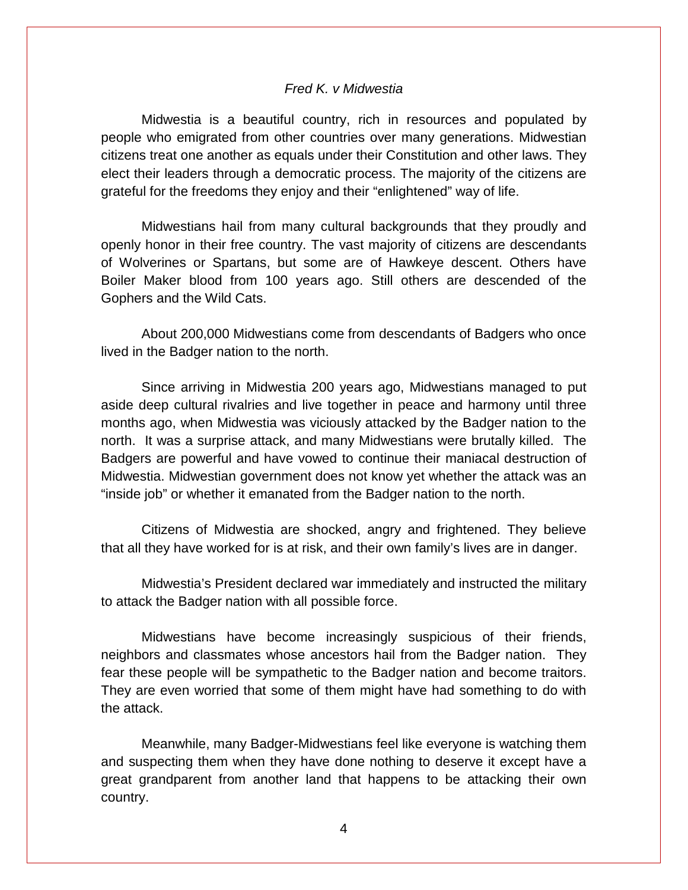*Fred K. v Midwestia*

Midwestia is a beautiful country, rich in resources and populated by people who emigrated from other countries over many generations. Midwestian citizens treat one another as equals under their Constitution and other laws. They elect their leaders through a democratic process. The majority of the citizens are grateful for the freedoms they enjoy and their "enlightened" way of life.

Midwestians hail from many cultural backgrounds that they proudly and openly honor in their free country. The vast majority of citizens are descendants of Wolverines or Spartans, but some are of Hawkeye descent. Others have Boiler Maker blood from 100 years ago. Still others are descended of the Gophers and the Wild Cats.

About 200,000 Midwestians come from descendants of Badgers who once lived in the Badger nation to the north.

Since arriving in Midwestia 200 years ago, Midwestians managed to put aside deep cultural rivalries and live together in peace and harmony until three months ago, when Midwestia was viciously attacked by the Badger nation to the north. It was a surprise attack, and many Midwestians were brutally killed. The Badgers are powerful and have vowed to continue their maniacal destruction of Midwestia. Midwestian government does not know yet whether the attack was an "inside job" or whether it emanated from the Badger nation to the north.

Citizens of Midwestia are shocked, angry and frightened. They believe that all they have worked for is at risk, and their own family's lives are in danger.

Midwestia's President declared war immediately and instructed the military to attack the Badger nation with all possible force.

Midwestians have become increasingly suspicious of their friends, neighbors and classmates whose ancestors hail from the Badger nation. They fear these people will be sympathetic to the Badger nation and become traitors. They are even worried that some of them might have had something to do with the attack.

Meanwhile, many Badger-Midwestians feel like everyone is watching them and suspecting them when they have done nothing to deserve it except have a great grandparent from another land that happens to be attacking their own country.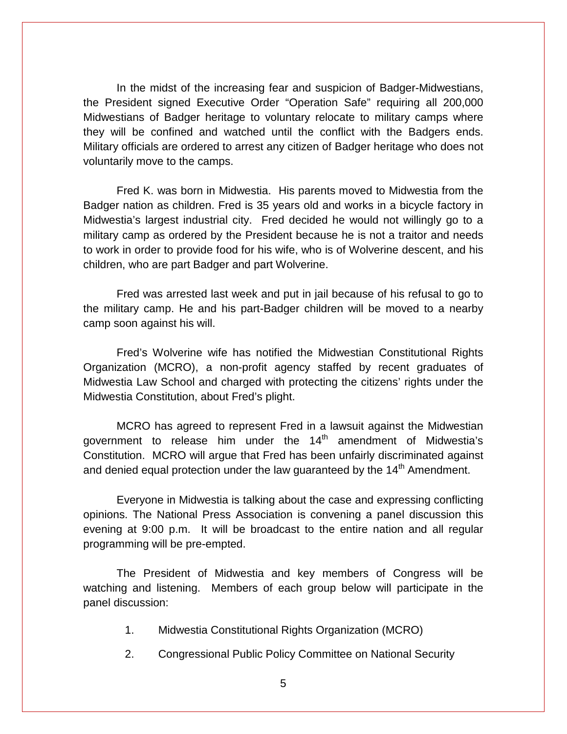In the midst of the increasing fear and suspicion of Badger-Midwestians, the President signed Executive Order "Operation Safe" requiring all 200,000 Midwestians of Badger heritage to voluntary relocate to military camps where they will be confined and watched until the conflict with the Badgers ends. Military officials are ordered to arrest any citizen of Badger heritage who does not voluntarily move to the camps.

Fred K. was born in Midwestia. His parents moved to Midwestia from the Badger nation as children. Fred is 35 years old and works in a bicycle factory in Midwestia's largest industrial city. Fred decided he would not willingly go to a military camp as ordered by the President because he is not a traitor and needs to work in order to provide food for his wife, who is of Wolverine descent, and his children, who are part Badger and part Wolverine.

Fred was arrested last week and put in jail because of his refusal to go to the military camp. He and his part-Badger children will be moved to a nearby camp soon against his will.

Fred's Wolverine wife has notified the Midwestian Constitutional Rights Organization (MCRO), a non-profit agency staffed by recent graduates of Midwestia Law School and charged with protecting the citizens' rights under the Midwestia Constitution, about Fred's plight.

MCRO has agreed to represent Fred in a lawsuit against the Midwestian government to release him under the 14th amendment of Midwestia's Constitution. MCRO will argue that Fred has been unfairly discriminated against and denied equal protection under the law guaranteed by the 14th Amendment.

Everyone in Midwestia is talking about the case and expressing conflicting opinions. The National Press Association is convening a panel discussion this evening at 9:00 p.m. It will be broadcast to the entire nation and all regular programming will be pre-empted.

The President of Midwestia and key members of Congress will be watching and listening. Members of each group below will participate in the panel discussion:

1. Midwestia Constitutional Rights Organization (MCRO)
2. Congressional Public Policy Committee on National Security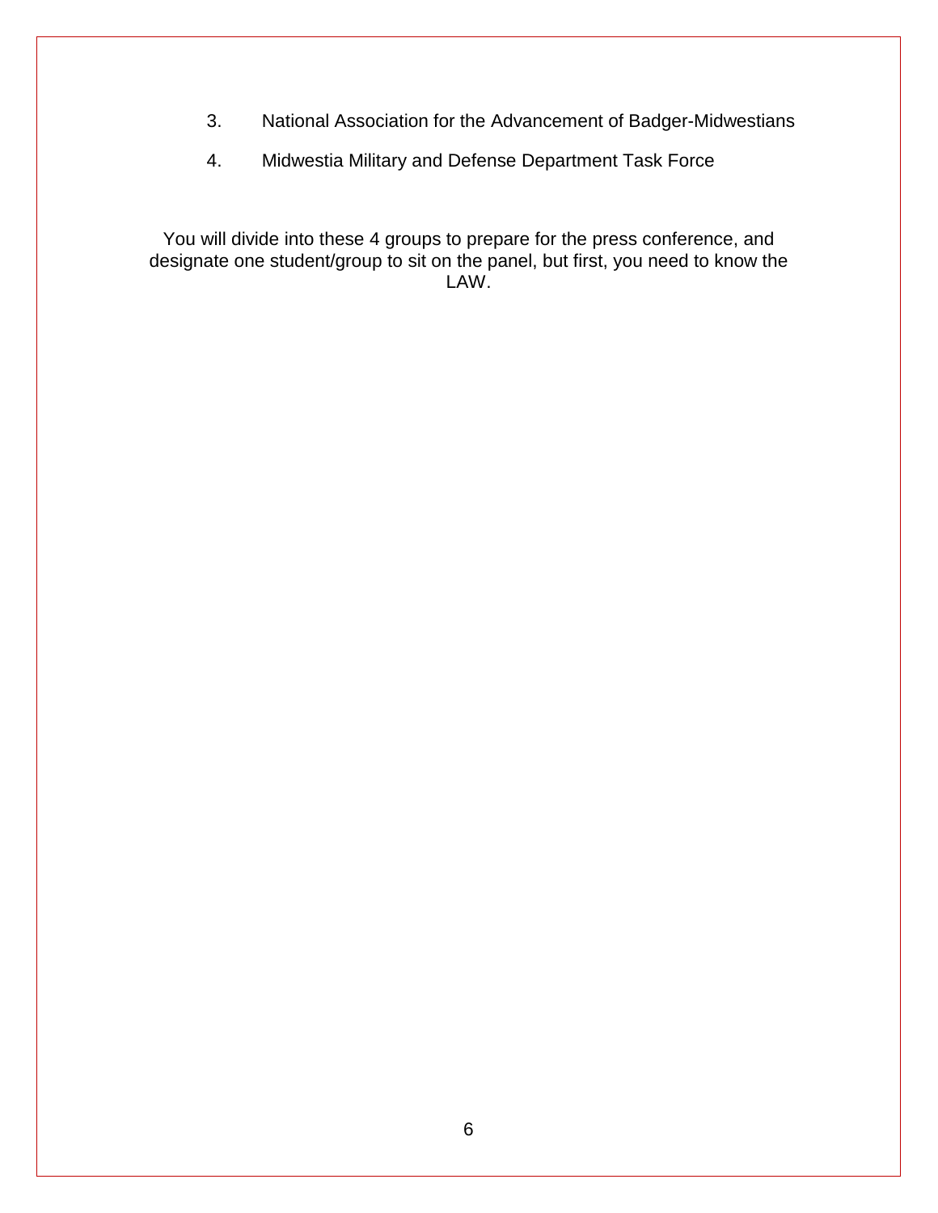3. National Association for the Advancement of Badger-Midwestians
4. Midwestia Military and Defense Department Task Force

You will divide into these 4 groups to prepare for the press conference, and designate one student/group to sit on the panel, but first, you need to know the LAW.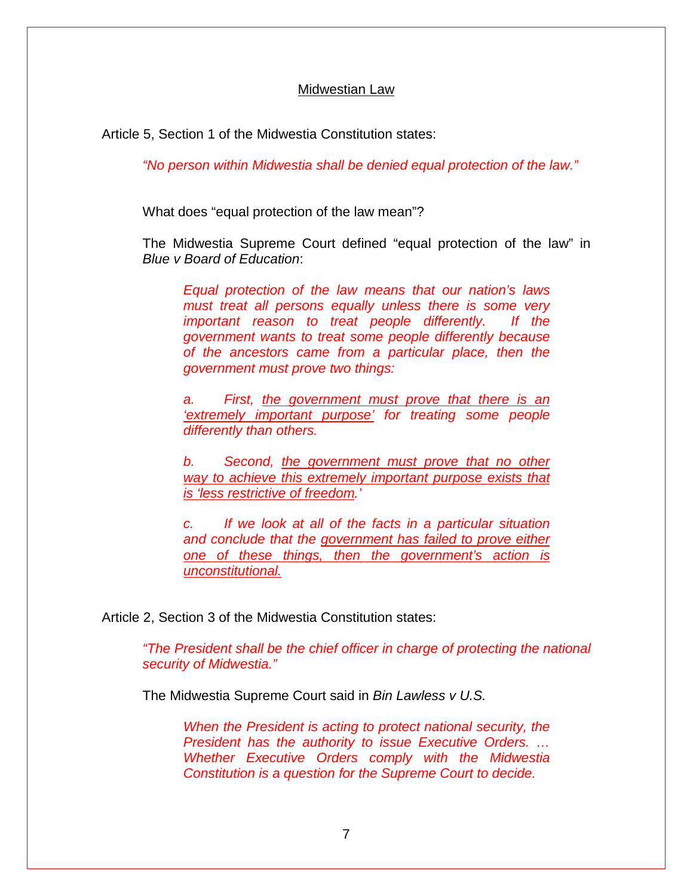<u>Midwestian Law</u>

Article 5, Section 1 of the Midwestia Constitution states:

> *"No person within Midwestia shall be denied equal protection of the law."*

What does "equal protection of the law mean"?

The Midwestia Supreme Court defined "equal protection of the law" in *Blue v Board of Education*:

> *Equal protection of the law means that our nation's laws must treat all persons equally unless there is some very important reason to treat people differently. If the government wants to treat some people differently because of the ancestors came from a particular place, then the government must prove two things:*
>
> *a. First, <u>the government must prove that there is an 'extremely important purpose'</u> for treating some people differently than others.*
>
> *b. Second, <u>the government must prove that no other way to achieve this extremely important purpose exists that is 'less restrictive of freedom</u>.'*
>
> *c. If we look at all of the facts in a particular situation and conclude that the <u>government has failed to prove either one of these things, then the government's action is unconstitutional.</u>*

Article 2, Section 3 of the Midwestia Constitution states:

> *"The President shall be the chief officer in charge of protecting the national security of Midwestia."*

The Midwestia Supreme Court said in *Bin Lawless v U.S.*

> *When the President is acting to protect national security, the President has the authority to issue Executive Orders. … Whether Executive Orders comply with the Midwestia Constitution is a question for the Supreme Court to decide.*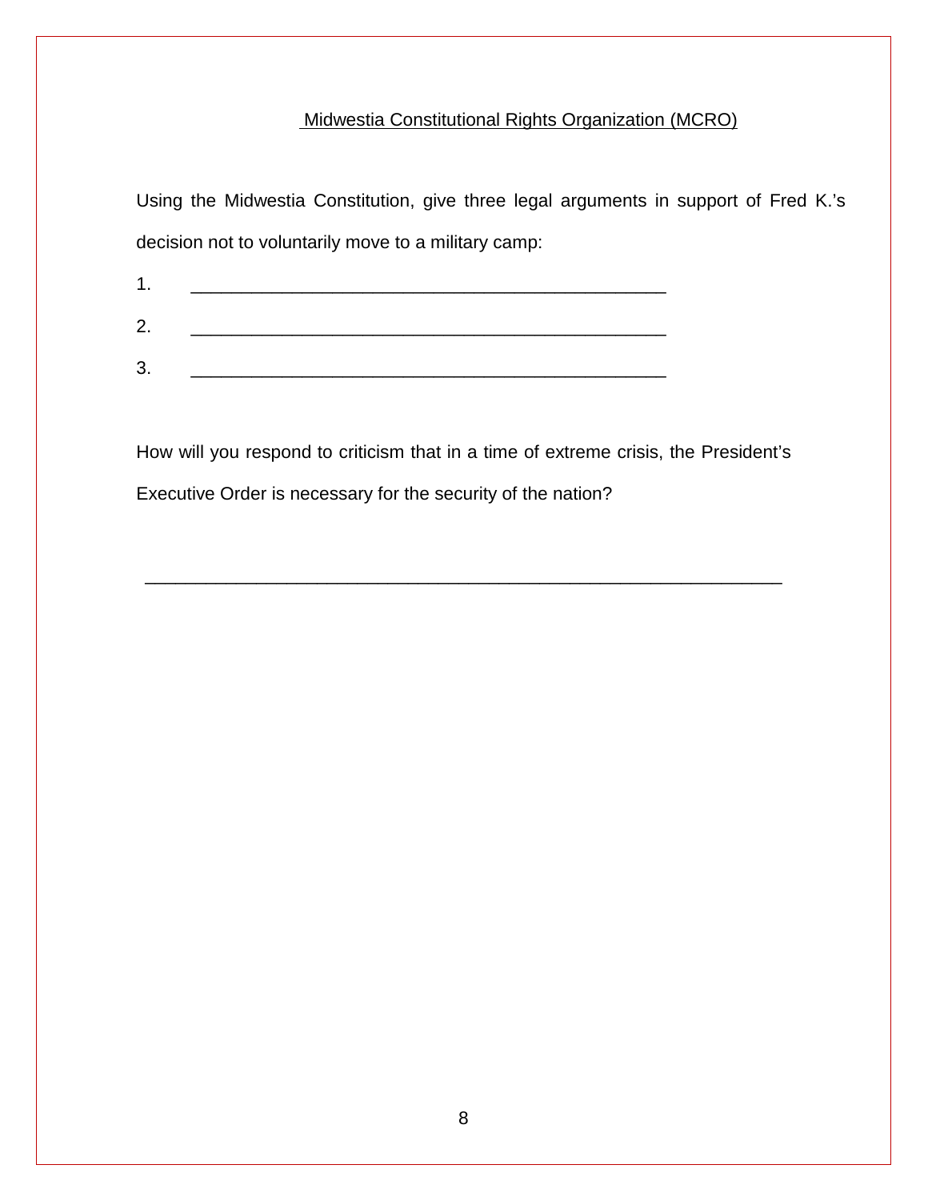Midwestia Constitutional Rights Organization (MCRO)

Using the Midwestia Constitution, give three legal arguments in support of Fred K.'s decision not to voluntarily move to a military camp:

1. ________________________________________________

2. ________________________________________________

3. ________________________________________________

How will you respond to criticism that in a time of extreme crisis, the President's Executive Order is necessary for the security of the nation?

_________________________________________________________________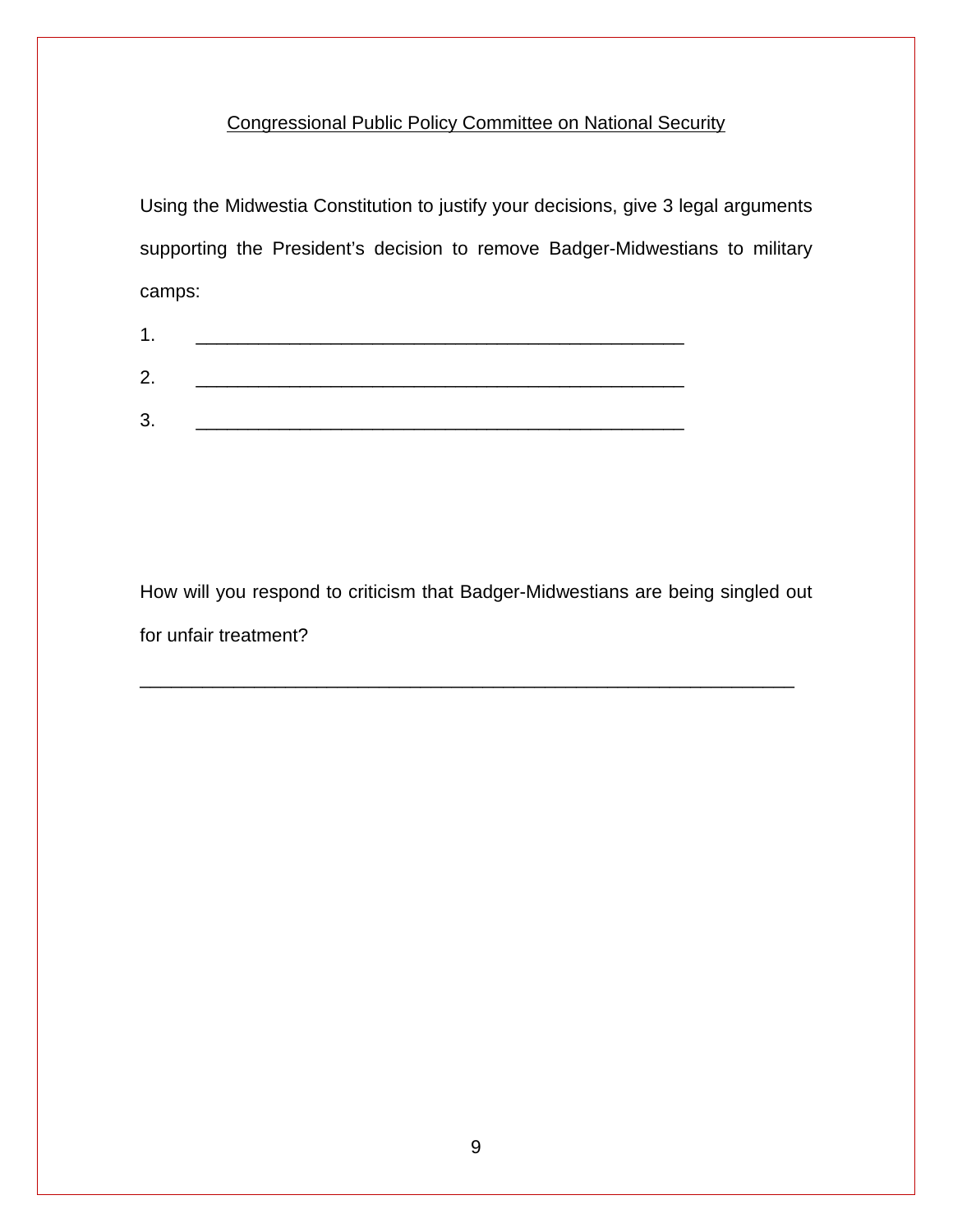Congressional Public Policy Committee on National Security

Using the Midwestia Constitution to justify your decisions, give 3 legal arguments supporting the President's decision to remove Badger-Midwestians to military camps:

1. ______________________________________________

2. ______________________________________________

3. ______________________________________________

How will you respond to criticism that Badger-Midwestians are being singled out for unfair treatment?

______________________________________________________________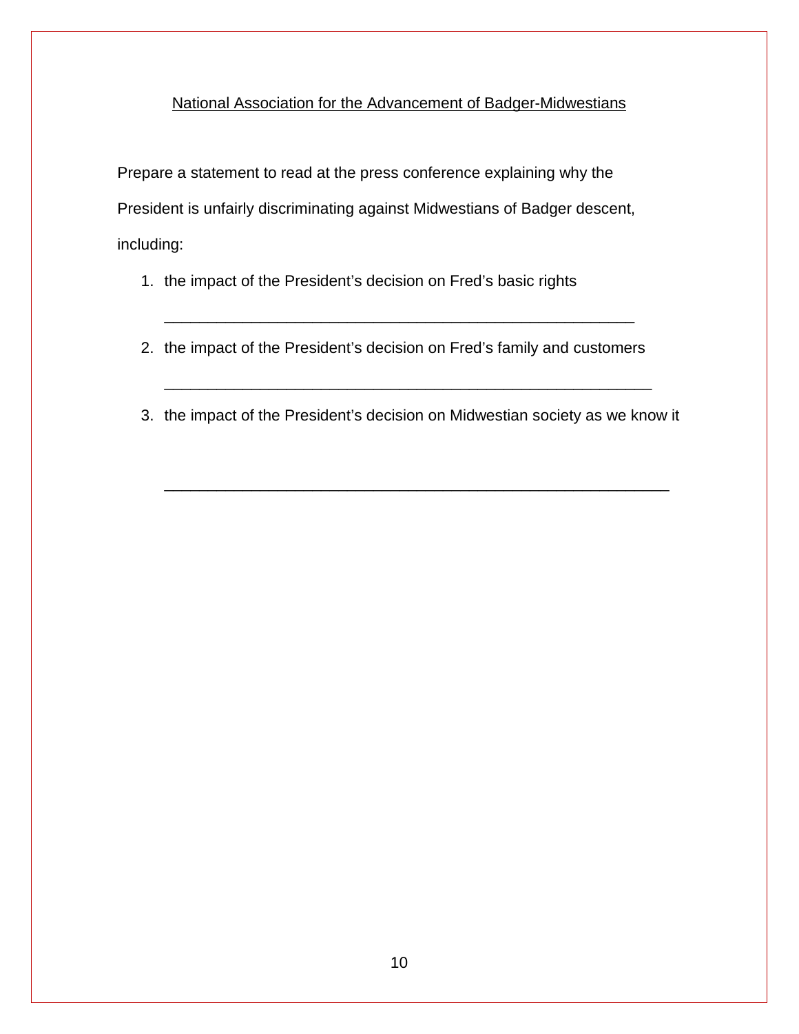National Association for the Advancement of Badger-Midwestians

Prepare a statement to read at the press conference explaining why the President is unfairly discriminating against Midwestians of Badger descent, including:

1. the impact of the President's decision on Fred's basic rights

   ________________________________________________________

2. the impact of the President's decision on Fred's family and customers

   __________________________________________________________

3. the impact of the President's decision on Midwestian society as we know it

   ____________________________________________________________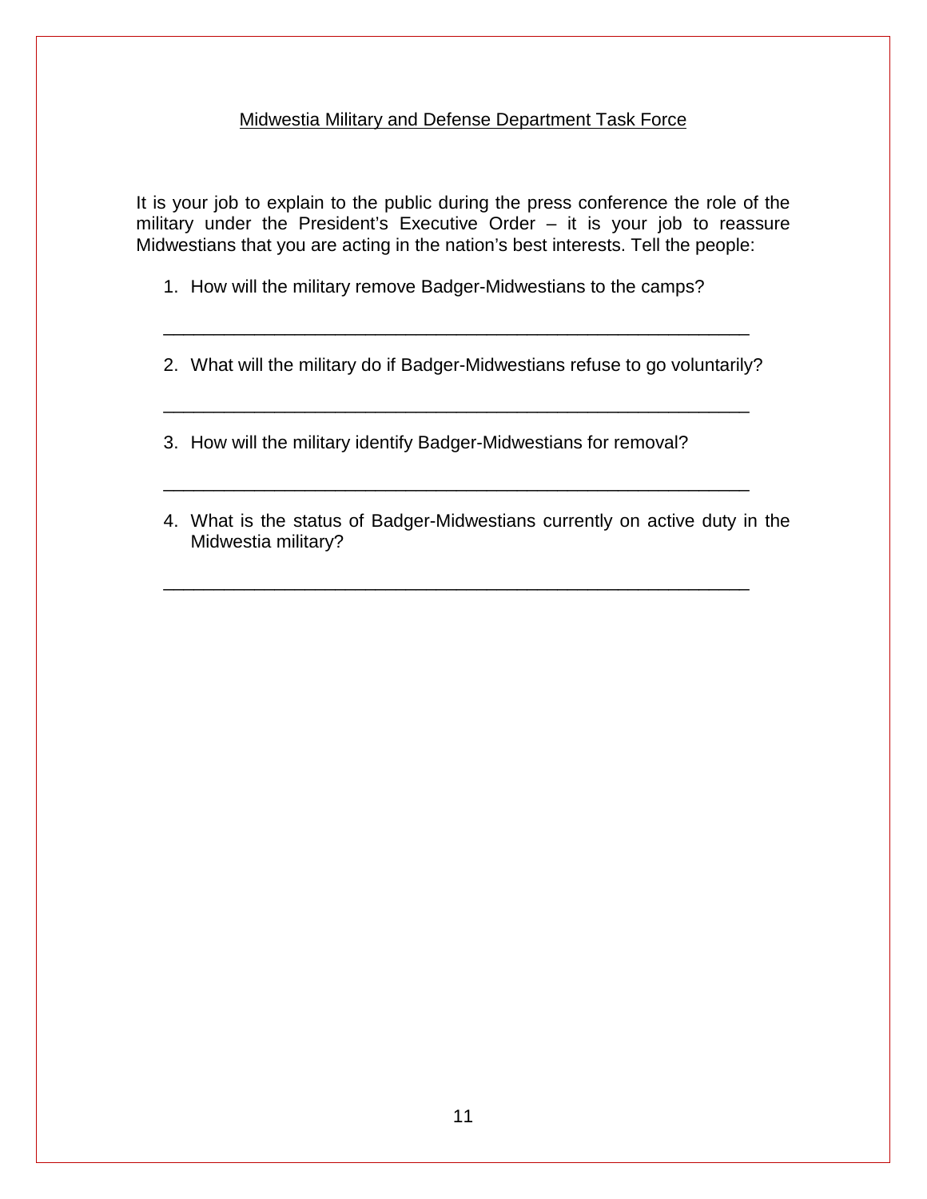## Midwestia Military and Defense Department Task Force

It is your job to explain to the public during the press conference the role of the military under the President's Executive Order – it is your job to reassure Midwestians that you are acting in the nation's best interests. Tell the people:

1. How will the military remove Badger-Midwestians to the camps?

   ____________________________________________________________

2. What will the military do if Badger-Midwestians refuse to go voluntarily?

   ____________________________________________________________

3. How will the military identify Badger-Midwestians for removal?

   ____________________________________________________________

4. What is the status of Badger-Midwestians currently on active duty in the Midwestia military?

   ____________________________________________________________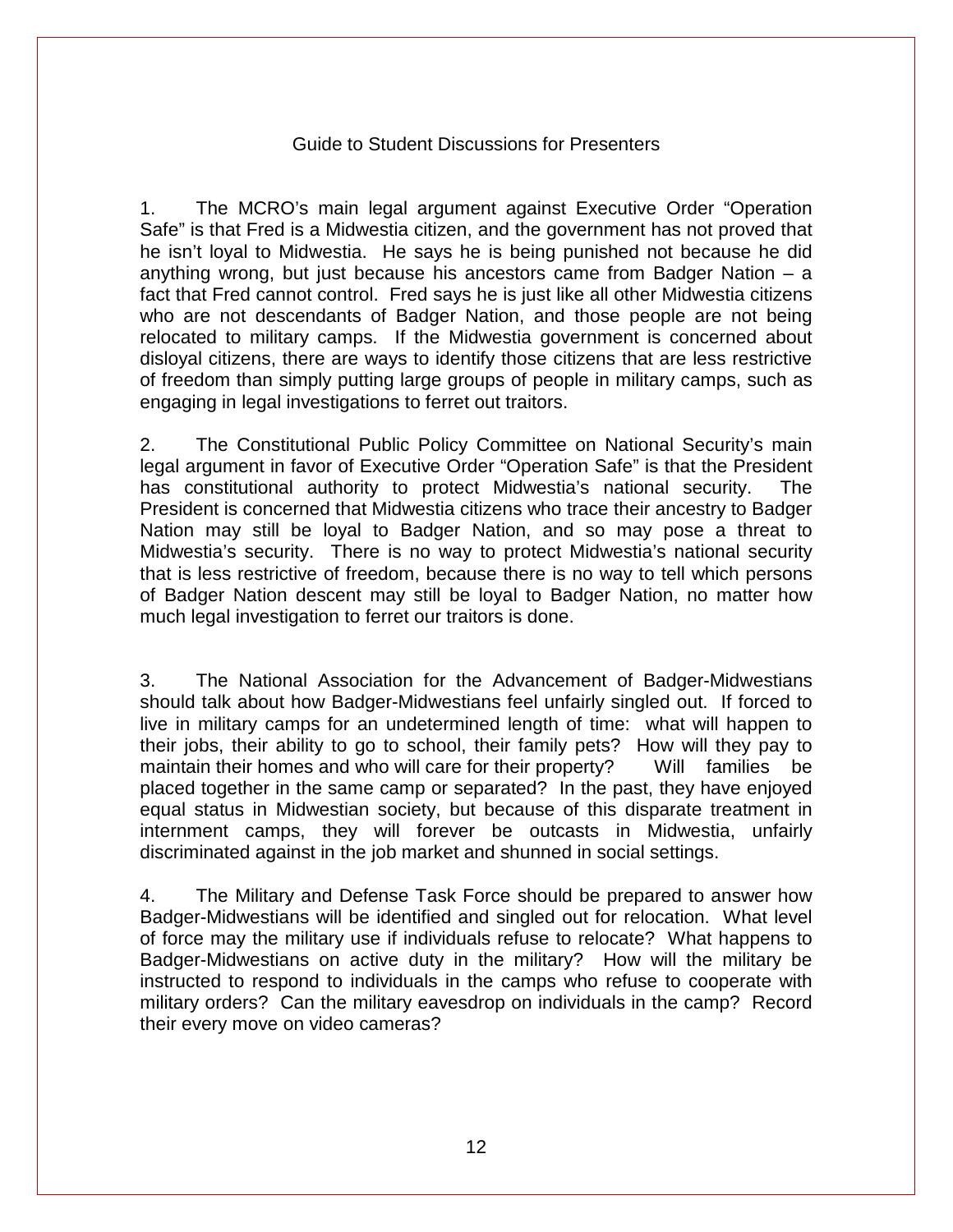## Guide to Student Discussions for Presenters

1. The MCRO's main legal argument against Executive Order "Operation Safe" is that Fred is a Midwestia citizen, and the government has not proved that he isn't loyal to Midwestia. He says he is being punished not because he did anything wrong, but just because his ancestors came from Badger Nation – a fact that Fred cannot control. Fred says he is just like all other Midwestia citizens who are not descendants of Badger Nation, and those people are not being relocated to military camps. If the Midwestia government is concerned about disloyal citizens, there are ways to identify those citizens that are less restrictive of freedom than simply putting large groups of people in military camps, such as engaging in legal investigations to ferret out traitors.

2. The Constitutional Public Policy Committee on National Security's main legal argument in favor of Executive Order "Operation Safe" is that the President has constitutional authority to protect Midwestia's national security. The President is concerned that Midwestia citizens who trace their ancestry to Badger Nation may still be loyal to Badger Nation, and so may pose a threat to Midwestia's security. There is no way to protect Midwestia's national security that is less restrictive of freedom, because there is no way to tell which persons of Badger Nation descent may still be loyal to Badger Nation, no matter how much legal investigation to ferret our traitors is done.

3. The National Association for the Advancement of Badger-Midwestians should talk about how Badger-Midwestians feel unfairly singled out. If forced to live in military camps for an undetermined length of time: what will happen to their jobs, their ability to go to school, their family pets? How will they pay to maintain their homes and who will care for their property? Will families be placed together in the same camp or separated? In the past, they have enjoyed equal status in Midwestian society, but because of this disparate treatment in internment camps, they will forever be outcasts in Midwestia, unfairly discriminated against in the job market and shunned in social settings.

4. The Military and Defense Task Force should be prepared to answer how Badger-Midwestians will be identified and singled out for relocation. What level of force may the military use if individuals refuse to relocate? What happens to Badger-Midwestians on active duty in the military? How will the military be instructed to respond to individuals in the camps who refuse to cooperate with military orders? Can the military eavesdrop on individuals in the camp? Record their every move on video cameras?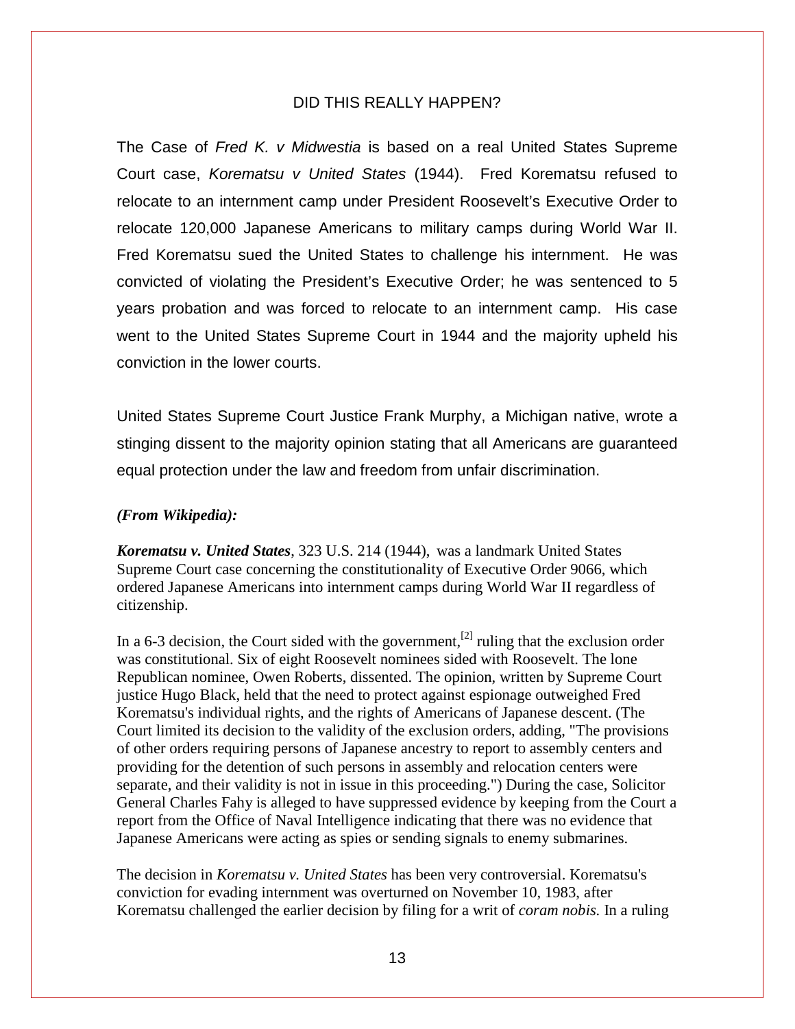## DID THIS REALLY HAPPEN?

The Case of *Fred K. v Midwestia* is based on a real United States Supreme Court case, *Korematsu v United States* (1944). Fred Korematsu refused to relocate to an internment camp under President Roosevelt's Executive Order to relocate 120,000 Japanese Americans to military camps during World War II. Fred Korematsu sued the United States to challenge his internment. He was convicted of violating the President's Executive Order; he was sentenced to 5 years probation and was forced to relocate to an internment camp. His case went to the United States Supreme Court in 1944 and the majority upheld his conviction in the lower courts.

United States Supreme Court Justice Frank Murphy, a Michigan native, wrote a stinging dissent to the majority opinion stating that all Americans are guaranteed equal protection under the law and freedom from unfair discrimination.

***(From Wikipedia):***

***Korematsu v. United States***, 323 U.S. 214 (1944), was a landmark United States Supreme Court case concerning the constitutionality of Executive Order 9066, which ordered Japanese Americans into internment camps during World War II regardless of citizenship.

In a 6-3 decision, the Court sided with the government,[2] ruling that the exclusion order was constitutional. Six of eight Roosevelt nominees sided with Roosevelt. The lone Republican nominee, Owen Roberts, dissented. The opinion, written by Supreme Court justice Hugo Black, held that the need to protect against espionage outweighed Fred Korematsu's individual rights, and the rights of Americans of Japanese descent. (The Court limited its decision to the validity of the exclusion orders, adding, "The provisions of other orders requiring persons of Japanese ancestry to report to assembly centers and providing for the detention of such persons in assembly and relocation centers were separate, and their validity is not in issue in this proceeding.") During the case, Solicitor General Charles Fahy is alleged to have suppressed evidence by keeping from the Court a report from the Office of Naval Intelligence indicating that there was no evidence that Japanese Americans were acting as spies or sending signals to enemy submarines.

The decision in *Korematsu v. United States* has been very controversial. Korematsu's conviction for evading internment was overturned on November 10, 1983, after Korematsu challenged the earlier decision by filing for a writ of *coram nobis.* In a ruling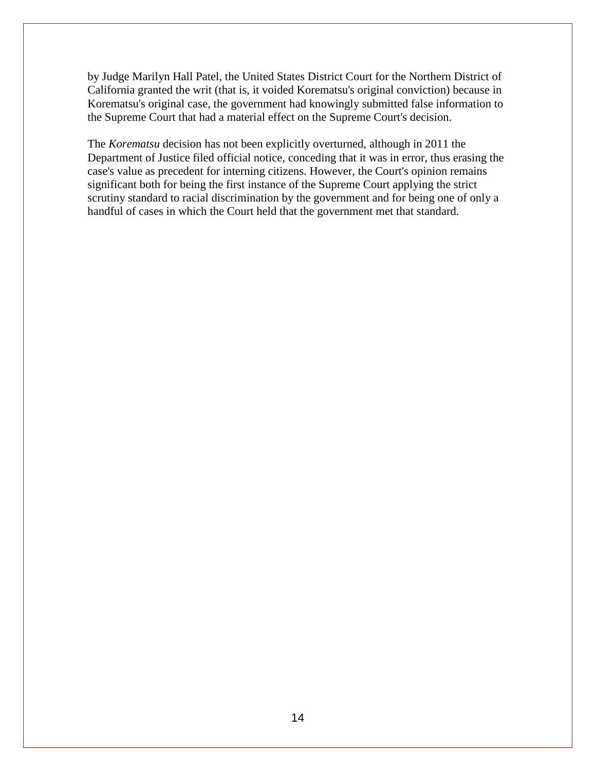by Judge Marilyn Hall Patel, the United States District Court for the Northern District of California granted the writ (that is, it voided Korematsu's original conviction) because in Korematsu's original case, the government had knowingly submitted false information to the Supreme Court that had a material effect on the Supreme Court's decision.

The *Korematsu* decision has not been explicitly overturned, although in 2011 the Department of Justice filed official notice, conceding that it was in error, thus erasing the case's value as precedent for interning citizens. However, the Court's opinion remains significant both for being the first instance of the Supreme Court applying the strict scrutiny standard to racial discrimination by the government and for being one of only a handful of cases in which the Court held that the government met that standard.